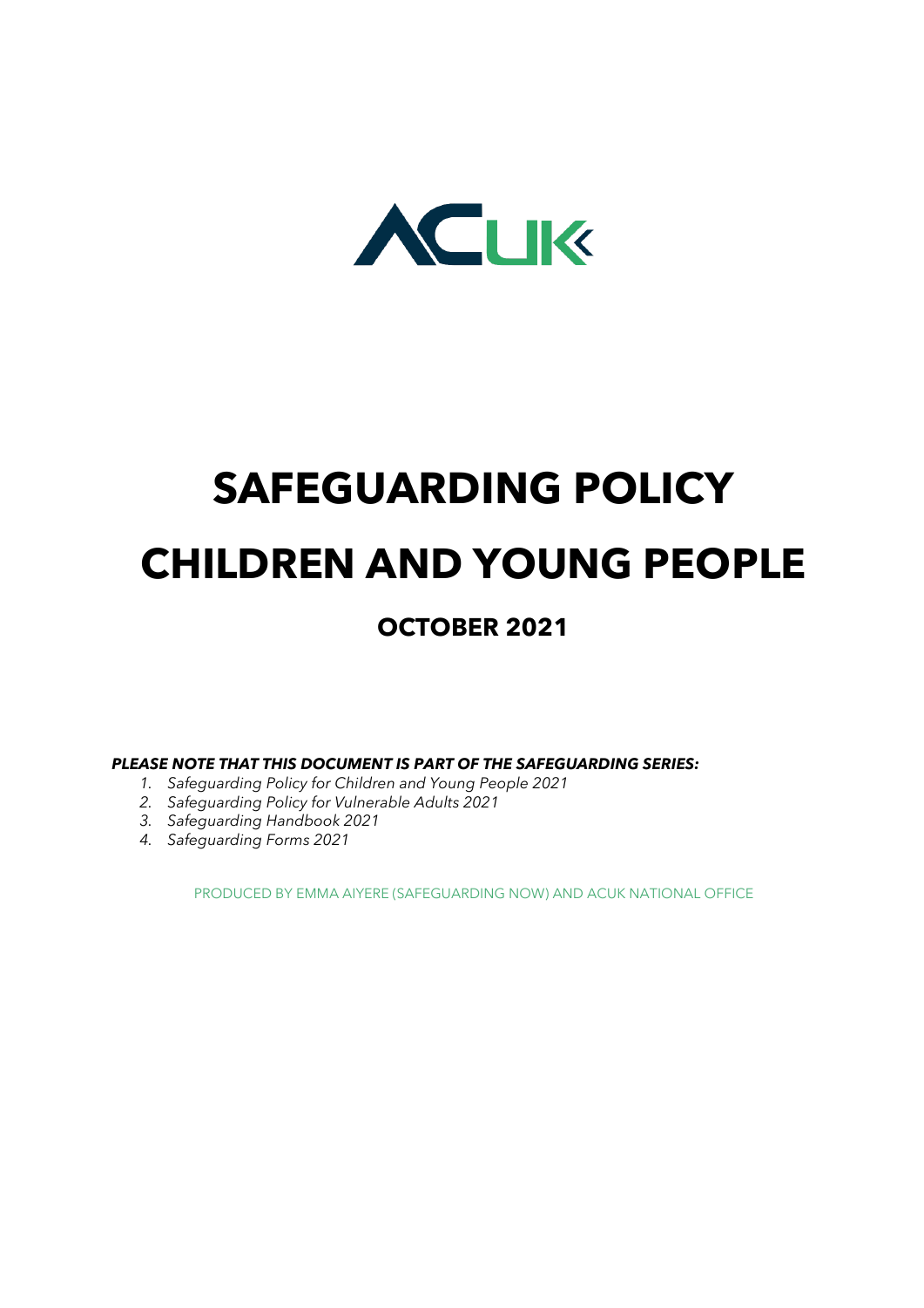# SAFEGUARDING POLICY

# CHILDREN AND YOUNG PEOPLE

## OCTOBER 2021

***PLEASE NOTE THAT THIS DOCUMENT IS PART OF THE SAFEGUARDING SERIES:***

1. *Safeguarding Policy for Children and Young People 2021*
2. *Safeguarding Policy for Vulnerable Adults 2021*
3. *Safeguarding Handbook 2021*
4. *Safeguarding Forms 2021*

PRODUCED BY EMMA AIYERE (SAFEGUARDING NOW) AND ACUK NATIONAL OFFICE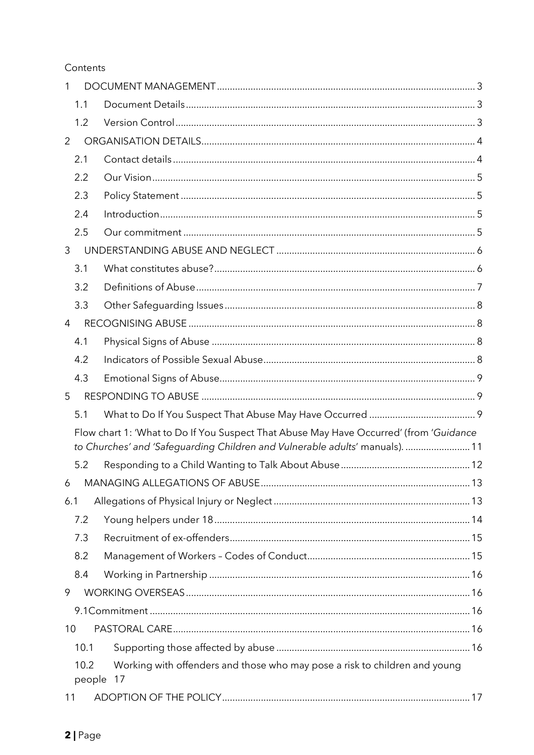Contents

- 1 DOCUMENT MANAGEMENT ... 3
  - 1.1 Document Details ... 3
  - 1.2 Version Control ... 3
- 2 ORGANISATION DETAILS ... 4
  - 2.1 Contact details ... 4
  - 2.2 Our Vision ... 5
  - 2.3 Policy Statement ... 5
  - 2.4 Introduction ... 5
  - 2.5 Our commitment ... 5
- 3 UNDERSTANDING ABUSE AND NEGLECT ... 6
  - 3.1 What constitutes abuse? ... 6
  - 3.2 Definitions of Abuse ... 7
  - 3.3 Other Safeguarding Issues ... 8
- 4 RECOGNISING ABUSE ... 8
  - 4.1 Physical Signs of Abuse ... 8
  - 4.2 Indicators of Possible Sexual Abuse ... 8
  - 4.3 Emotional Signs of Abuse ... 9
- 5 RESPONDING TO ABUSE ... 9
  - 5.1 What to Do If You Suspect That Abuse May Have Occurred ... 9
  - Flow chart 1: 'What to Do If You Suspect That Abuse May Have Occurred' (from *'Guidance to Churches'* and *'Safeguarding Children and Vulnerable adults'* manuals). ... 11
  - 5.2 Responding to a Child Wanting to Talk About Abuse ... 12
- 6 MANAGING ALLEGATIONS OF ABUSE ... 13
- 6.1 Allegations of Physical Injury or Neglect ... 13
  - 7.2 Young helpers under 18 ... 14
  - 7.3 Recruitment of ex-offenders ... 15
  - 8.2 Management of Workers – Codes of Conduct ... 15
  - 8.4 Working in Partnership ... 16
- 9 WORKING OVERSEAS ... 16
  - 9.1Commitment ... 16
- 10 PASTORAL CARE ... 16
  - 10.1 Supporting those affected by abuse ... 16
  - 10.2 Working with offenders and those who may pose a risk to children and young people 17
- 11 ADOPTION OF THE POLICY ... 17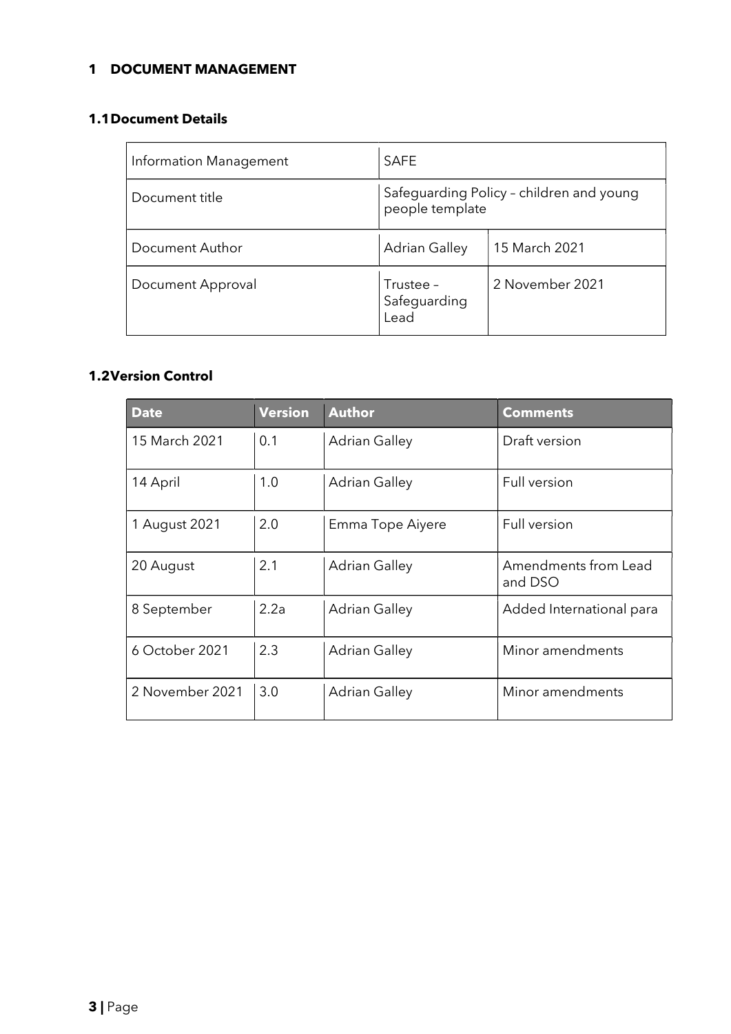# 1 DOCUMENT MANAGEMENT

## 1.1 Document Details

| Information Management | SAFE | |
|---|---|---|
| Document title | Safeguarding Policy – children and young people template | |
| Document Author | Adrian Galley | 15 March 2021 |
| Document Approval | Trustee – Safeguarding Lead | 2 November 2021 |

## 1.2 Version Control

| Date | Version | Author | Comments |
|---|---|---|---|
| 15 March 2021 | 0.1 | Adrian Galley | Draft version |
| 14 April | 1.0 | Adrian Galley | Full version |
| 1 August 2021 | 2.0 | Emma Tope Aiyere | Full version |
| 20 August | 2.1 | Adrian Galley | Amendments from Lead and DSO |
| 8 September | 2.2a | Adrian Galley | Added International para |
| 6 October 2021 | 2.3 | Adrian Galley | Minor amendments |
| 2 November 2021 | 3.0 | Adrian Galley | Minor amendments |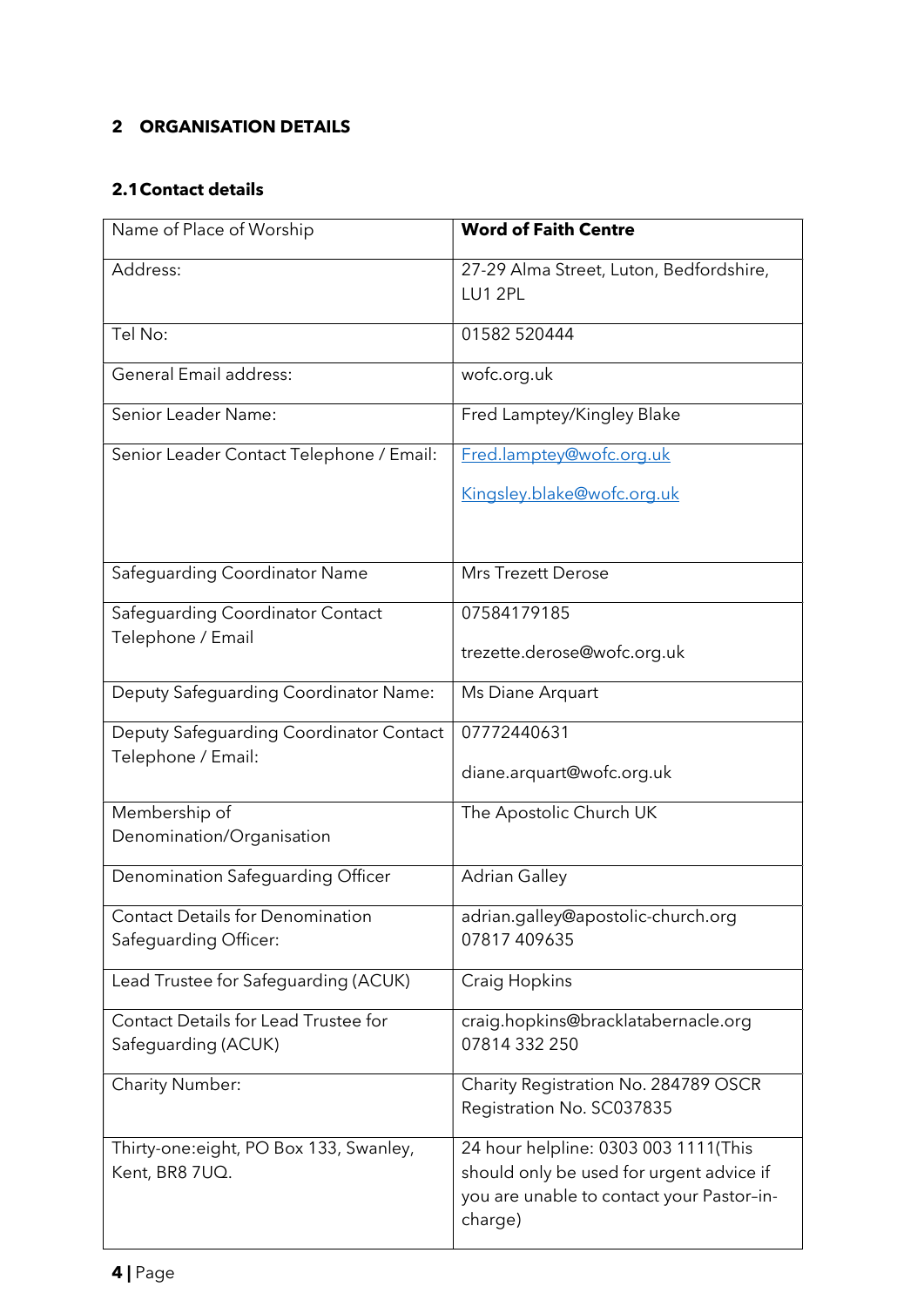## 2 ORGANISATION DETAILS

### 2.1 Contact details

| Name of Place of Worship | **Word of Faith Centre** |
|---|---|
| Address: | 27-29 Alma Street, Luton, Bedfordshire, LU1 2PL |
| Tel No: | 01582 520444 |
| General Email address: | wofc.org.uk |
| Senior Leader Name: | Fred Lamptey/Kingley Blake |
| Senior Leader Contact Telephone / Email: | Fred.lamptey@wofc.org.uk<br><br>Kingsley.blake@wofc.org.uk |
| Safeguarding Coordinator Name | Mrs Trezett Derose |
| Safeguarding Coordinator Contact Telephone / Email | 07584179185<br><br>trezette.derose@wofc.org.uk |
| Deputy Safeguarding Coordinator Name: | Ms Diane Arquart |
| Deputy Safeguarding Coordinator Contact Telephone / Email: | 07772440631<br><br>diane.arquart@wofc.org.uk |
| Membership of Denomination/Organisation | The Apostolic Church UK |
| Denomination Safeguarding Officer | Adrian Galley |
| Contact Details for Denomination Safeguarding Officer: | adrian.galley@apostolic-church.org 07817 409635 |
| Lead Trustee for Safeguarding (ACUK) | Craig Hopkins |
| Contact Details for Lead Trustee for Safeguarding (ACUK) | craig.hopkins@bracklatabernacle.org 07814 332 250 |
| Charity Number: | Charity Registration No. 284789 OSCR Registration No. SC037835 |
| Thirty-one:eight, PO Box 133, Swanley, Kent, BR8 7UQ. | 24 hour helpline: 0303 003 1111(This should only be used for urgent advice if you are unable to contact your Pastor-in-charge) |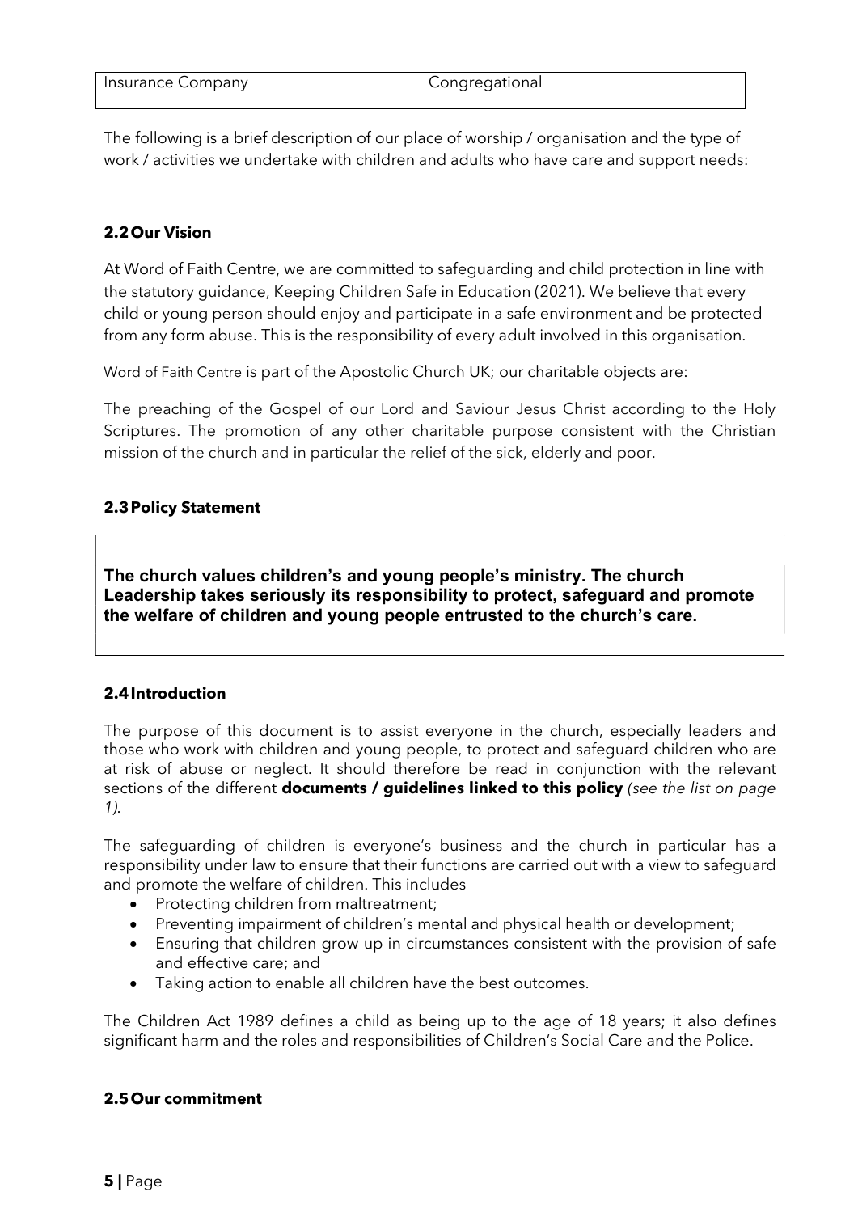| Insurance Company | Congregational |
| --- | --- |

The following is a brief description of our place of worship / organisation and the type of work / activities we undertake with children and adults who have care and support needs:

### 2.2 Our Vision

At Word of Faith Centre, we are committed to safeguarding and child protection in line with the statutory guidance, Keeping Children Safe in Education (2021). We believe that every child or young person should enjoy and participate in a safe environment and be protected from any form abuse. This is the responsibility of every adult involved in this organisation.

Word of Faith Centre is part of the Apostolic Church UK; our charitable objects are:

The preaching of the Gospel of our Lord and Saviour Jesus Christ according to the Holy Scriptures. The promotion of any other charitable purpose consistent with the Christian mission of the church and in particular the relief of the sick, elderly and poor.

### 2.3 Policy Statement

**The church values children's and young people's ministry. The church Leadership takes seriously its responsibility to protect, safeguard and promote the welfare of children and young people entrusted to the church's care.**

### 2.4 Introduction

The purpose of this document is to assist everyone in the church, especially leaders and those who work with children and young people, to protect and safeguard children who are at risk of abuse or neglect. It should therefore be read in conjunction with the relevant sections of the different **documents / guidelines linked to this policy** *(see the list on page 1).*

The safeguarding of children is everyone's business and the church in particular has a responsibility under law to ensure that their functions are carried out with a view to safeguard and promote the welfare of children. This includes

- Protecting children from maltreatment;
- Preventing impairment of children's mental and physical health or development;
- Ensuring that children grow up in circumstances consistent with the provision of safe and effective care; and
- Taking action to enable all children have the best outcomes.

The Children Act 1989 defines a child as being up to the age of 18 years; it also defines significant harm and the roles and responsibilities of Children's Social Care and the Police.

### 2.5 Our commitment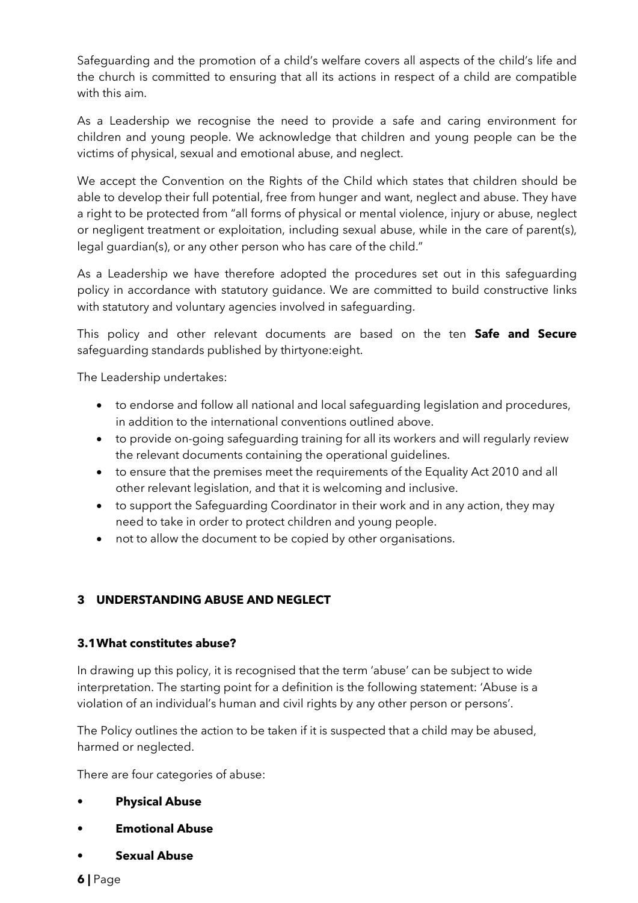Safeguarding and the promotion of a child's welfare covers all aspects of the child's life and the church is committed to ensuring that all its actions in respect of a child are compatible with this aim.

As a Leadership we recognise the need to provide a safe and caring environment for children and young people. We acknowledge that children and young people can be the victims of physical, sexual and emotional abuse, and neglect.

We accept the Convention on the Rights of the Child which states that children should be able to develop their full potential, free from hunger and want, neglect and abuse. They have a right to be protected from "all forms of physical or mental violence, injury or abuse, neglect or negligent treatment or exploitation, including sexual abuse, while in the care of parent(s), legal guardian(s), or any other person who has care of the child."

As a Leadership we have therefore adopted the procedures set out in this safeguarding policy in accordance with statutory guidance. We are committed to build constructive links with statutory and voluntary agencies involved in safeguarding.

This policy and other relevant documents are based on the ten **Safe and Secure** safeguarding standards published by thirtyone:eight.

The Leadership undertakes:

- to endorse and follow all national and local safeguarding legislation and procedures, in addition to the international conventions outlined above.
- to provide on-going safeguarding training for all its workers and will regularly review the relevant documents containing the operational guidelines.
- to ensure that the premises meet the requirements of the Equality Act 2010 and all other relevant legislation, and that it is welcoming and inclusive.
- to support the Safeguarding Coordinator in their work and in any action, they may need to take in order to protect children and young people.
- not to allow the document to be copied by other organisations.

## 3 UNDERSTANDING ABUSE AND NEGLECT

### 3.1 What constitutes abuse?

In drawing up this policy, it is recognised that the term 'abuse' can be subject to wide interpretation. The starting point for a definition is the following statement: 'Abuse is a violation of an individual's human and civil rights by any other person or persons'.

The Policy outlines the action to be taken if it is suspected that a child may be abused, harmed or neglected.

There are four categories of abuse:

- **Physical Abuse**
- **Emotional Abuse**
- **Sexual Abuse**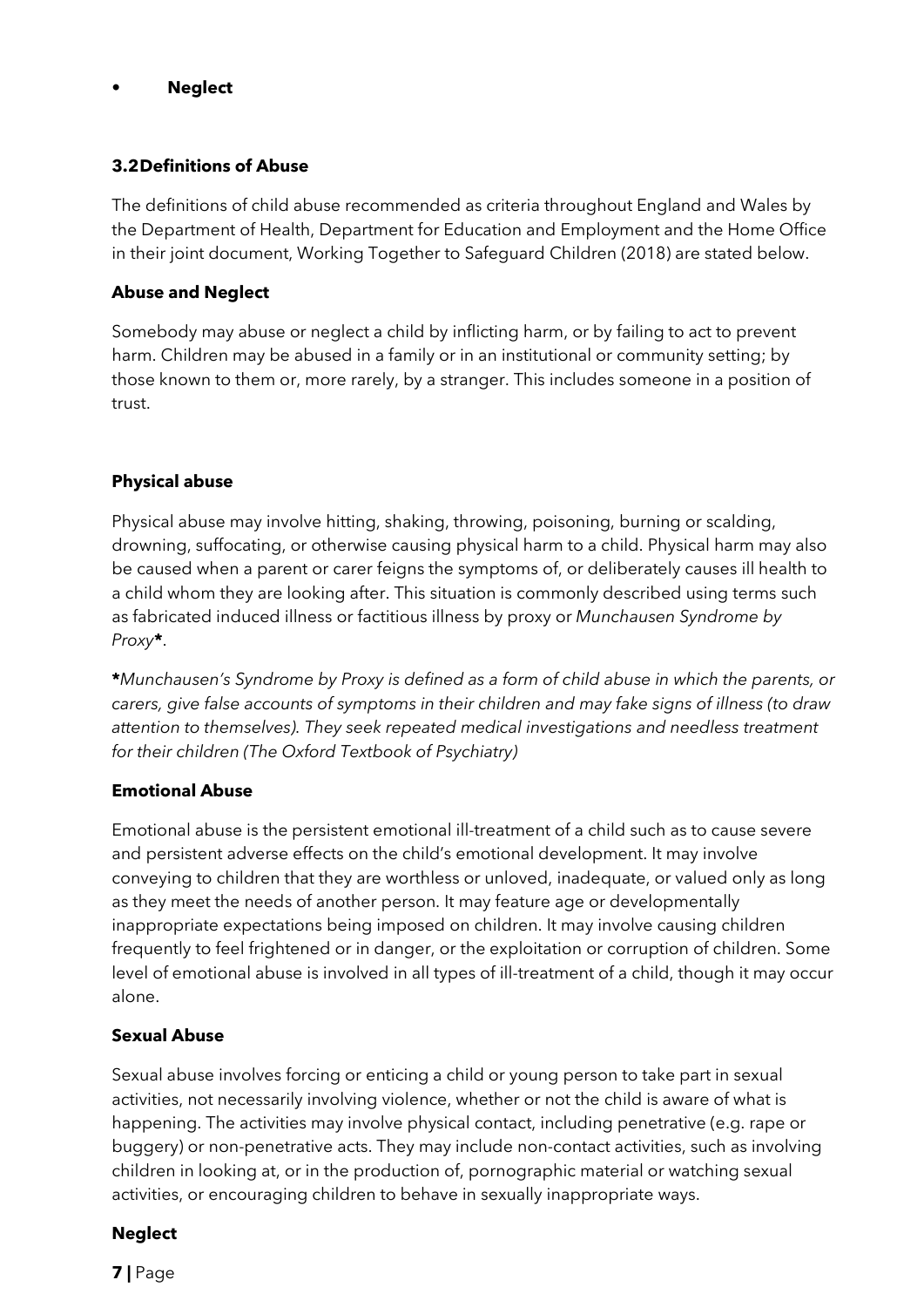- **Neglect**

### 3.2 Definitions of Abuse

The definitions of child abuse recommended as criteria throughout England and Wales by the Department of Health, Department for Education and Employment and the Home Office in their joint document, Working Together to Safeguard Children (2018) are stated below.

**Abuse and Neglect**

Somebody may abuse or neglect a child by inflicting harm, or by failing to act to prevent harm. Children may be abused in a family or in an institutional or community setting; by those known to them or, more rarely, by a stranger. This includes someone in a position of trust.

**Physical abuse**

Physical abuse may involve hitting, shaking, throwing, poisoning, burning or scalding, drowning, suffocating, or otherwise causing physical harm to a child. Physical harm may also be caused when a parent or carer feigns the symptoms of, or deliberately causes ill health to a child whom they are looking after. This situation is commonly described using terms such as fabricated induced illness or factitious illness by proxy or *Munchausen Syndrome by Proxy**.

*\*Munchausen's Syndrome by Proxy is defined as a form of child abuse in which the parents, or carers, give false accounts of symptoms in their children and may fake signs of illness (to draw attention to themselves). They seek repeated medical investigations and needless treatment for their children (The Oxford Textbook of Psychiatry)*

**Emotional Abuse**

Emotional abuse is the persistent emotional ill-treatment of a child such as to cause severe and persistent adverse effects on the child's emotional development. It may involve conveying to children that they are worthless or unloved, inadequate, or valued only as long as they meet the needs of another person. It may feature age or developmentally inappropriate expectations being imposed on children. It may involve causing children frequently to feel frightened or in danger, or the exploitation or corruption of children. Some level of emotional abuse is involved in all types of ill-treatment of a child, though it may occur alone.

**Sexual Abuse**

Sexual abuse involves forcing or enticing a child or young person to take part in sexual activities, not necessarily involving violence, whether or not the child is aware of what is happening. The activities may involve physical contact, including penetrative (e.g. rape or buggery) or non-penetrative acts. They may include non-contact activities, such as involving children in looking at, or in the production of, pornographic material or watching sexual activities, or encouraging children to behave in sexually inappropriate ways.

**Neglect**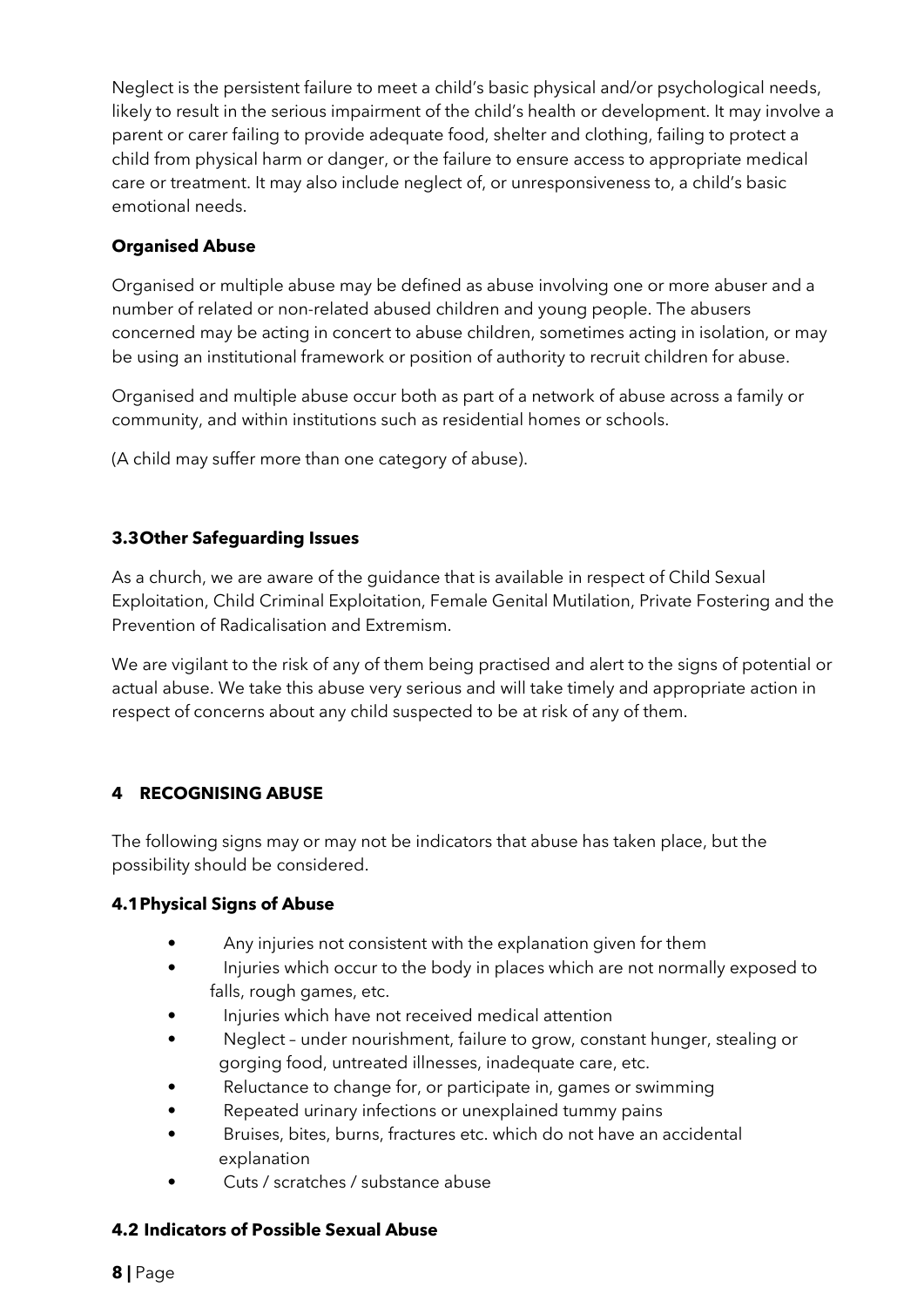Neglect is the persistent failure to meet a child's basic physical and/or psychological needs, likely to result in the serious impairment of the child's health or development. It may involve a parent or carer failing to provide adequate food, shelter and clothing, failing to protect a child from physical harm or danger, or the failure to ensure access to appropriate medical care or treatment. It may also include neglect of, or unresponsiveness to, a child's basic emotional needs.

**Organised Abuse**

Organised or multiple abuse may be defined as abuse involving one or more abuser and a number of related or non-related abused children and young people. The abusers concerned may be acting in concert to abuse children, sometimes acting in isolation, or may be using an institutional framework or position of authority to recruit children for abuse.

Organised and multiple abuse occur both as part of a network of abuse across a family or community, and within institutions such as residential homes or schools.

(A child may suffer more than one category of abuse).

### 3.3 Other Safeguarding Issues

As a church, we are aware of the guidance that is available in respect of Child Sexual Exploitation, Child Criminal Exploitation, Female Genital Mutilation, Private Fostering and the Prevention of Radicalisation and Extremism.

We are vigilant to the risk of any of them being practised and alert to the signs of potential or actual abuse. We take this abuse very serious and will take timely and appropriate action in respect of concerns about any child suspected to be at risk of any of them.

## 4 RECOGNISING ABUSE

The following signs may or may not be indicators that abuse has taken place, but the possibility should be considered.

### 4.1 Physical Signs of Abuse

- Any injuries not consistent with the explanation given for them
- Injuries which occur to the body in places which are not normally exposed to falls, rough games, etc.
- Injuries which have not received medical attention
- Neglect – under nourishment, failure to grow, constant hunger, stealing or gorging food, untreated illnesses, inadequate care, etc.
- Reluctance to change for, or participate in, games or swimming
- Repeated urinary infections or unexplained tummy pains
- Bruises, bites, burns, fractures etc. which do not have an accidental explanation
- Cuts / scratches / substance abuse

### 4.2 Indicators of Possible Sexual Abuse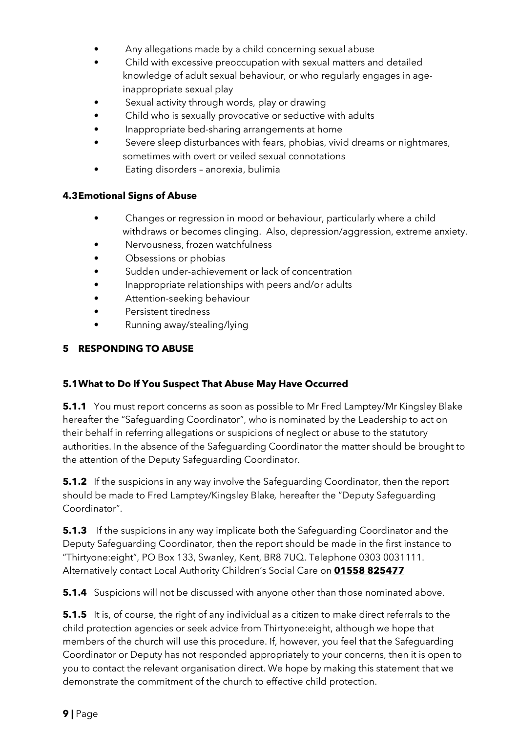- Any allegations made by a child concerning sexual abuse
- Child with excessive preoccupation with sexual matters and detailed knowledge of adult sexual behaviour, or who regularly engages in age-inappropriate sexual play
- Sexual activity through words, play or drawing
- Child who is sexually provocative or seductive with adults
- Inappropriate bed-sharing arrangements at home
- Severe sleep disturbances with fears, phobias, vivid dreams or nightmares, sometimes with overt or veiled sexual connotations
- Eating disorders – anorexia, bulimia

### 4.3 Emotional Signs of Abuse

- Changes or regression in mood or behaviour, particularly where a child withdraws or becomes clinging. Also, depression/aggression, extreme anxiety.
- Nervousness, frozen watchfulness
- Obsessions or phobias
- Sudden under-achievement or lack of concentration
- Inappropriate relationships with peers and/or adults
- Attention-seeking behaviour
- Persistent tiredness
- Running away/stealing/lying

## 5 RESPONDING TO ABUSE

### 5.1 What to Do If You Suspect That Abuse May Have Occurred

**5.1.1** You must report concerns as soon as possible to Mr Fred Lamptey/Mr Kingsley Blake hereafter the "Safeguarding Coordinator", who is nominated by the Leadership to act on their behalf in referring allegations or suspicions of neglect or abuse to the statutory authorities. In the absence of the Safeguarding Coordinator the matter should be brought to the attention of the Deputy Safeguarding Coordinator.

**5.1.2** If the suspicions in any way involve the Safeguarding Coordinator, then the report should be made to Fred Lamptey/Kingsley Blake*,* hereafter the "Deputy Safeguarding Coordinator".

**5.1.3** If the suspicions in any way implicate both the Safeguarding Coordinator and the Deputy Safeguarding Coordinator, then the report should be made in the first instance to "Thirtyone:eight", PO Box 133, Swanley, Kent, BR8 7UQ. Telephone 0303 0031111. Alternatively contact Local Authority Children's Social Care on **01558 825477**

**5.1.4** Suspicions will not be discussed with anyone other than those nominated above.

**5.1.5** It is, of course, the right of any individual as a citizen to make direct referrals to the child protection agencies or seek advice from Thirtyone:eight, although we hope that members of the church will use this procedure. If, however, you feel that the Safeguarding Coordinator or Deputy has not responded appropriately to your concerns, then it is open to you to contact the relevant organisation direct. We hope by making this statement that we demonstrate the commitment of the church to effective child protection.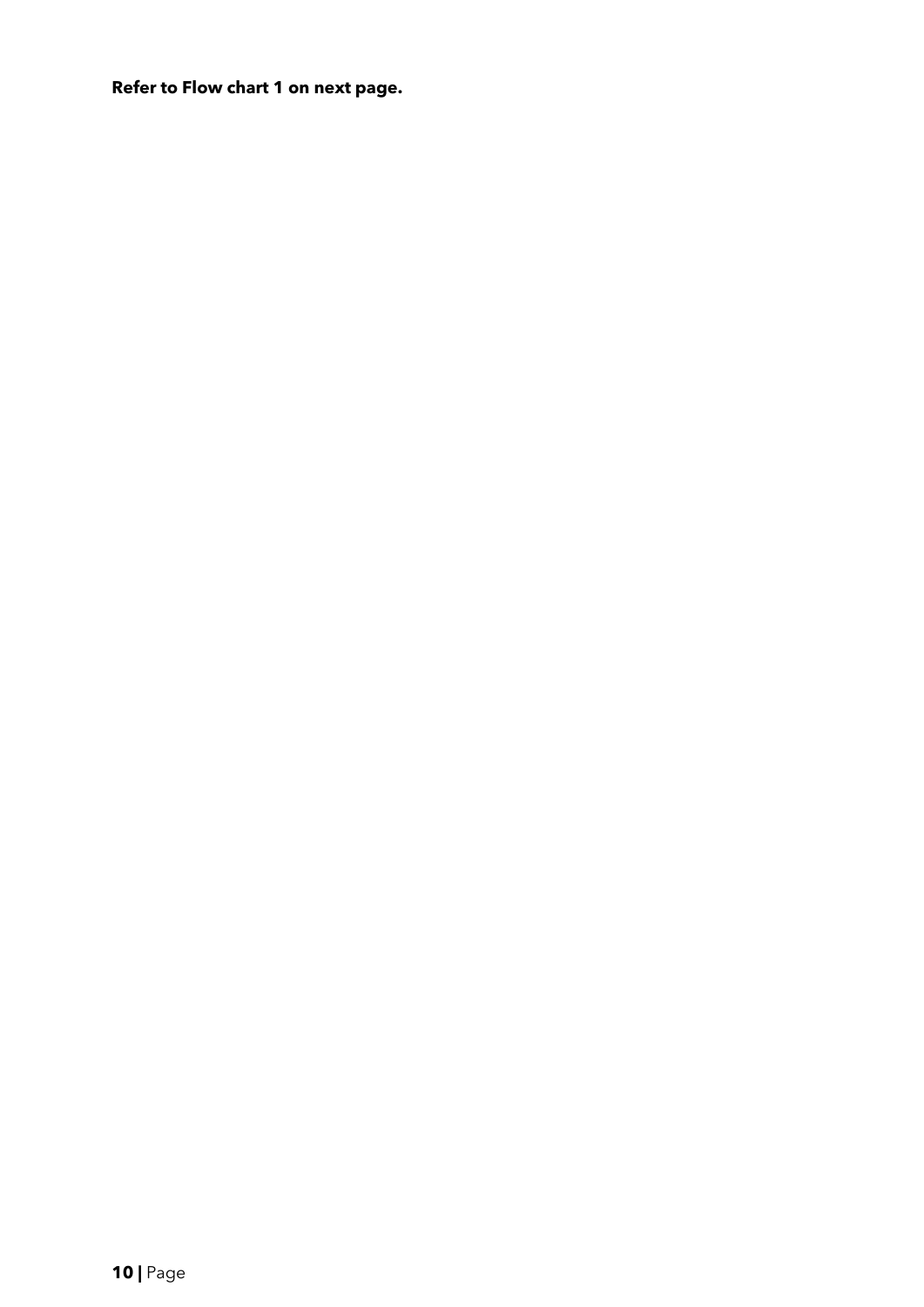**Refer to Flow chart 1 on next page.**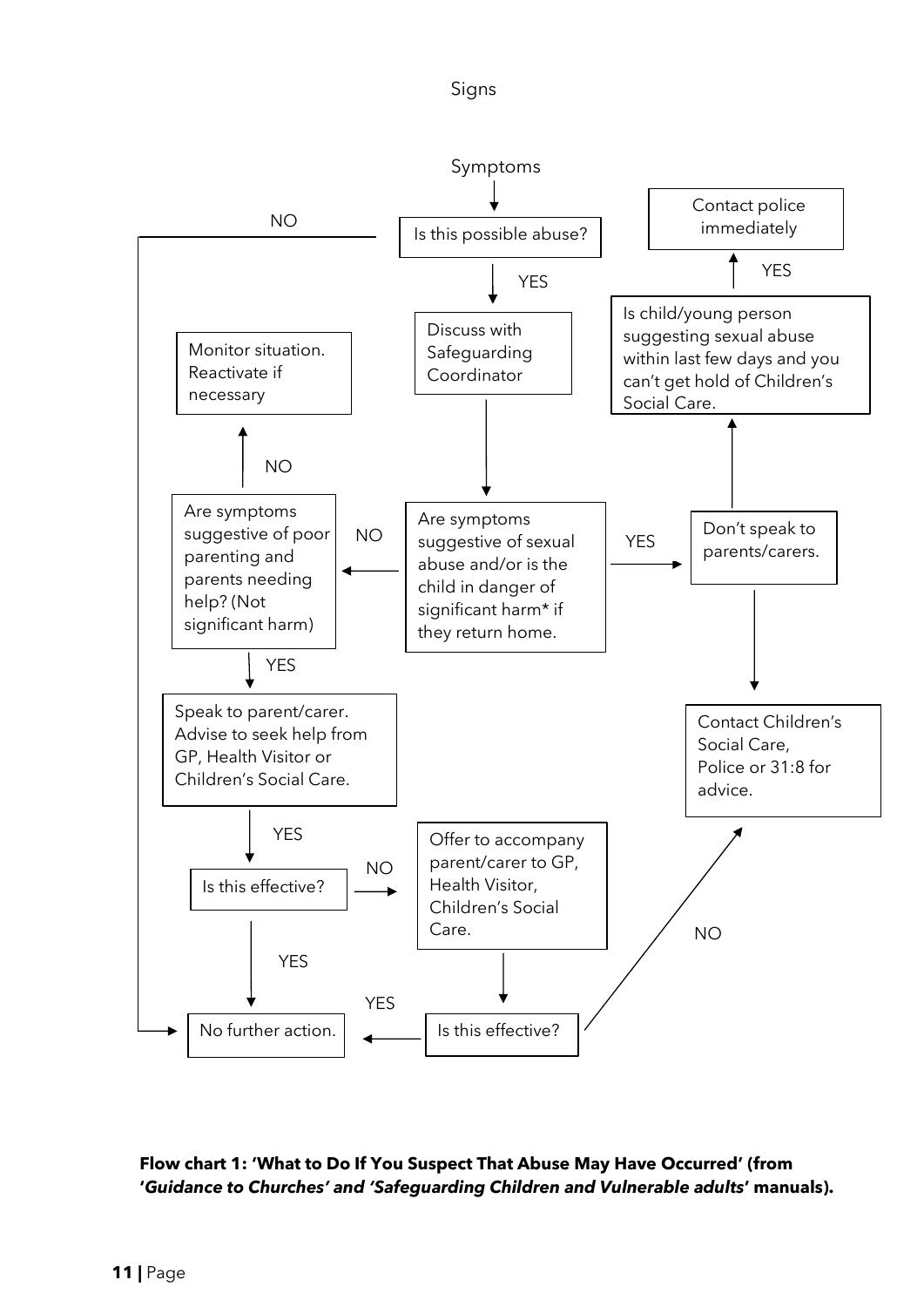Signs

Symptoms

- Is this possible abuse?
  - NO → No further action.
  - YES → Discuss with Safeguarding Coordinator
    - → Are symptoms suggestive of sexual abuse and/or is the child in danger of significant harm* if they return home.
      - YES → Don't speak to parents/carers.
        - → Is child/young person suggesting sexual abuse within last few days and you can't get hold of Children's Social Care.
          - YES → Contact police immediately
        - → Contact Children's Social Care, Police or 31:8 for advice.
      - NO → Are symptoms suggestive of poor parenting and parents needing help? (Not significant harm)
        - NO → Monitor situation. Reactivate if necessary
        - YES → Speak to parent/carer. Advise to seek help from GP, Health Visitor or Children's Social Care.
          - YES → Is this effective?
            - YES → No further action.
            - NO → Offer to accompany parent/carer to GP, Health Visitor, Children's Social Care.
              - → Is this effective?
                - YES → No further action.
                - NO → Contact Children's Social Care, Police or 31:8 for advice.

**Flow chart 1: 'What to Do If You Suspect That Abuse May Have Occurred' (from '*Guidance to Churches' and 'Safeguarding Children and Vulnerable adults*' manuals).**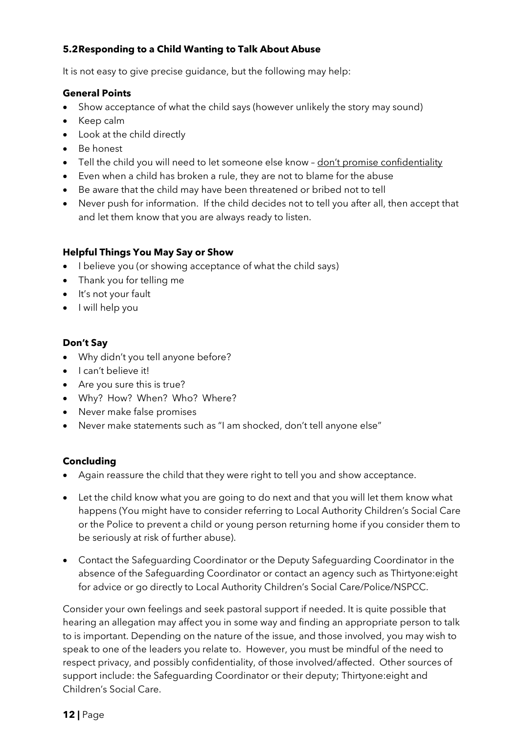### 5.2 Responding to a Child Wanting to Talk About Abuse

It is not easy to give precise guidance, but the following may help:

**General Points**

- Show acceptance of what the child says (however unlikely the story may sound)
- Keep calm
- Look at the child directly
- Be honest
- Tell the child you will need to let someone else know – <u>don't promise confidentiality</u>
- Even when a child has broken a rule, they are not to blame for the abuse
- Be aware that the child may have been threatened or bribed not to tell
- Never push for information. If the child decides not to tell you after all, then accept that and let them know that you are always ready to listen.

**Helpful Things You May Say or Show**

- I believe you (or showing acceptance of what the child says)
- Thank you for telling me
- It's not your fault
- I will help you

**Don't Say**

- Why didn't you tell anyone before?
- I can't believe it!
- Are you sure this is true?
- Why? How? When? Who? Where?
- Never make false promises
- Never make statements such as "I am shocked, don't tell anyone else"

**Concluding**

- Again reassure the child that they were right to tell you and show acceptance.
- Let the child know what you are going to do next and that you will let them know what happens (You might have to consider referring to Local Authority Children's Social Care or the Police to prevent a child or young person returning home if you consider them to be seriously at risk of further abuse).
- Contact the Safeguarding Coordinator or the Deputy Safeguarding Coordinator in the absence of the Safeguarding Coordinator or contact an agency such as Thirtyone:eight for advice or go directly to Local Authority Children's Social Care/Police/NSPCC.

Consider your own feelings and seek pastoral support if needed. It is quite possible that hearing an allegation may affect you in some way and finding an appropriate person to talk to is important. Depending on the nature of the issue, and those involved, you may wish to speak to one of the leaders you relate to. However, you must be mindful of the need to respect privacy, and possibly confidentiality, of those involved/affected. Other sources of support include: the Safeguarding Coordinator or their deputy; Thirtyone:eight and Children's Social Care.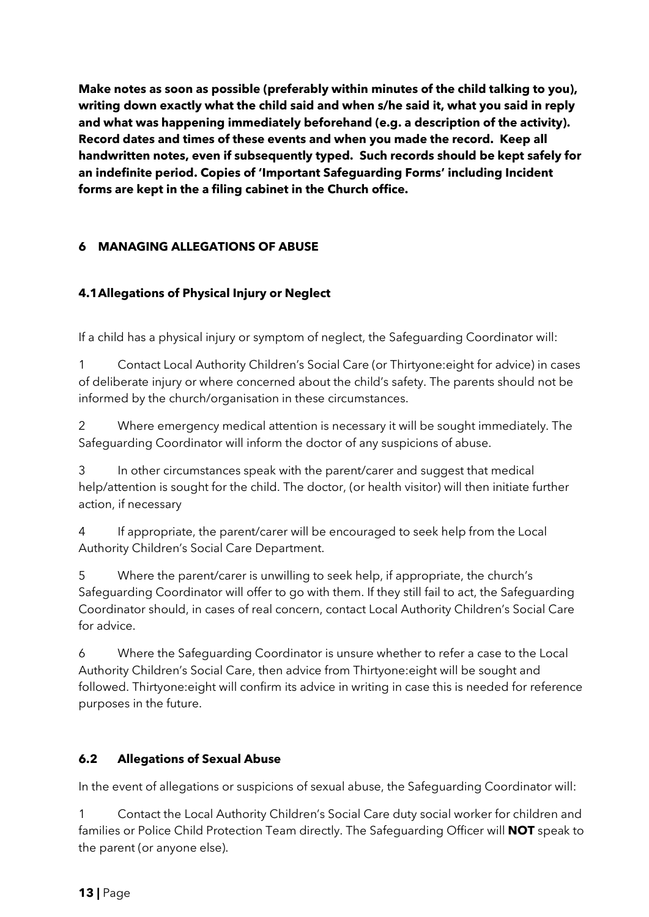**Make notes as soon as possible (preferably within minutes of the child talking to you), writing down exactly what the child said and when s/he said it, what you said in reply and what was happening immediately beforehand (e.g. a description of the activity). Record dates and times of these events and when you made the record. Keep all handwritten notes, even if subsequently typed. Such records should be kept safely for an indefinite period. Copies of 'Important Safeguarding Forms' including Incident forms are kept in the a filing cabinet in the Church office.**

## 6 MANAGING ALLEGATIONS OF ABUSE

### 4.1 Allegations of Physical Injury or Neglect

If a child has a physical injury or symptom of neglect, the Safeguarding Coordinator will:

1 Contact Local Authority Children's Social Care (or Thirtyone:eight for advice) in cases of deliberate injury or where concerned about the child's safety. The parents should not be informed by the church/organisation in these circumstances.

2 Where emergency medical attention is necessary it will be sought immediately. The Safeguarding Coordinator will inform the doctor of any suspicions of abuse.

3 In other circumstances speak with the parent/carer and suggest that medical help/attention is sought for the child. The doctor, (or health visitor) will then initiate further action, if necessary

4 If appropriate, the parent/carer will be encouraged to seek help from the Local Authority Children's Social Care Department.

5 Where the parent/carer is unwilling to seek help, if appropriate, the church's Safeguarding Coordinator will offer to go with them. If they still fail to act, the Safeguarding Coordinator should, in cases of real concern, contact Local Authority Children's Social Care for advice.

6 Where the Safeguarding Coordinator is unsure whether to refer a case to the Local Authority Children's Social Care, then advice from Thirtyone:eight will be sought and followed. Thirtyone:eight will confirm its advice in writing in case this is needed for reference purposes in the future.

### 6.2 Allegations of Sexual Abuse

In the event of allegations or suspicions of sexual abuse, the Safeguarding Coordinator will:

1 Contact the Local Authority Children's Social Care duty social worker for children and families or Police Child Protection Team directly. The Safeguarding Officer will **NOT** speak to the parent (or anyone else).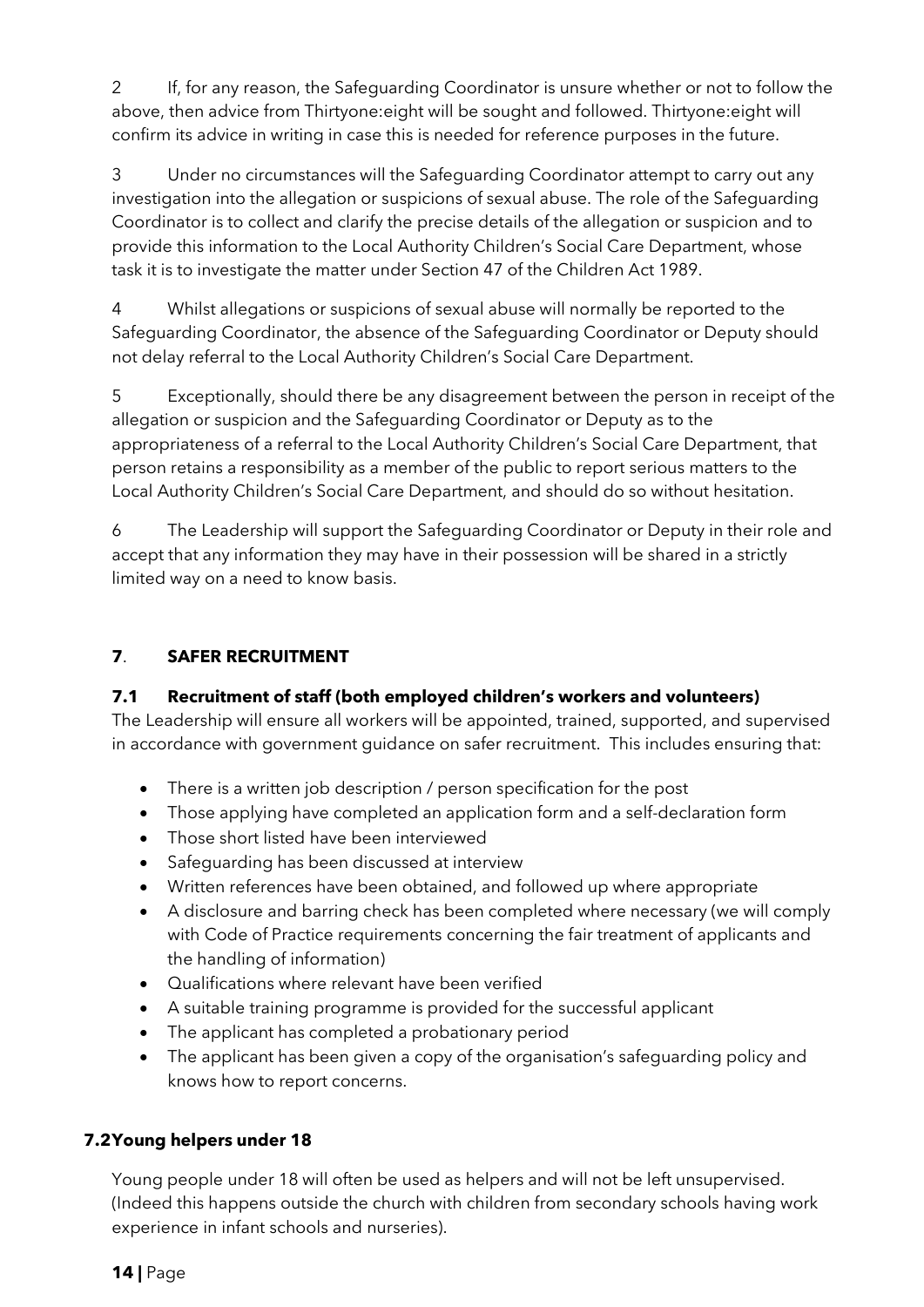2 If, for any reason, the Safeguarding Coordinator is unsure whether or not to follow the above, then advice from Thirtyone:eight will be sought and followed. Thirtyone:eight will confirm its advice in writing in case this is needed for reference purposes in the future.

3 Under no circumstances will the Safeguarding Coordinator attempt to carry out any investigation into the allegation or suspicions of sexual abuse. The role of the Safeguarding Coordinator is to collect and clarify the precise details of the allegation or suspicion and to provide this information to the Local Authority Children's Social Care Department, whose task it is to investigate the matter under Section 47 of the Children Act 1989.

4 Whilst allegations or suspicions of sexual abuse will normally be reported to the Safeguarding Coordinator, the absence of the Safeguarding Coordinator or Deputy should not delay referral to the Local Authority Children's Social Care Department.

5 Exceptionally, should there be any disagreement between the person in receipt of the allegation or suspicion and the Safeguarding Coordinator or Deputy as to the appropriateness of a referral to the Local Authority Children's Social Care Department, that person retains a responsibility as a member of the public to report serious matters to the Local Authority Children's Social Care Department, and should do so without hesitation.

6 The Leadership will support the Safeguarding Coordinator or Deputy in their role and accept that any information they may have in their possession will be shared in a strictly limited way on a need to know basis.

## 7. SAFER RECRUITMENT

### 7.1 Recruitment of staff (both employed children's workers and volunteers)

The Leadership will ensure all workers will be appointed, trained, supported, and supervised in accordance with government guidance on safer recruitment. This includes ensuring that:

- There is a written job description / person specification for the post
- Those applying have completed an application form and a self-declaration form
- Those short listed have been interviewed
- Safeguarding has been discussed at interview
- Written references have been obtained, and followed up where appropriate
- A disclosure and barring check has been completed where necessary (we will comply with Code of Practice requirements concerning the fair treatment of applicants and the handling of information)
- Qualifications where relevant have been verified
- A suitable training programme is provided for the successful applicant
- The applicant has completed a probationary period
- The applicant has been given a copy of the organisation's safeguarding policy and knows how to report concerns.

### 7.2 Young helpers under 18

Young people under 18 will often be used as helpers and will not be left unsupervised. (Indeed this happens outside the church with children from secondary schools having work experience in infant schools and nurseries).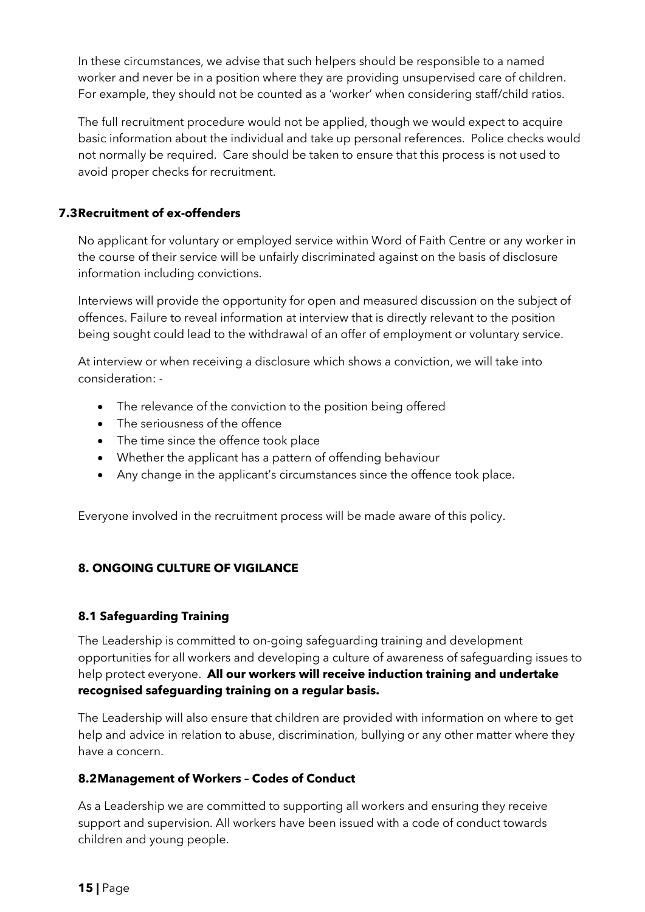In these circumstances, we advise that such helpers should be responsible to a named worker and never be in a position where they are providing unsupervised care of children. For example, they should not be counted as a 'worker' when considering staff/child ratios.

The full recruitment procedure would not be applied, though we would expect to acquire basic information about the individual and take up personal references. Police checks would not normally be required. Care should be taken to ensure that this process is not used to avoid proper checks for recruitment.

### 7.3 Recruitment of ex-offenders

No applicant for voluntary or employed service within Word of Faith Centre or any worker in the course of their service will be unfairly discriminated against on the basis of disclosure information including convictions.

Interviews will provide the opportunity for open and measured discussion on the subject of offences. Failure to reveal information at interview that is directly relevant to the position being sought could lead to the withdrawal of an offer of employment or voluntary service.

At interview or when receiving a disclosure which shows a conviction, we will take into consideration: -

- The relevance of the conviction to the position being offered
- The seriousness of the offence
- The time since the offence took place
- Whether the applicant has a pattern of offending behaviour
- Any change in the applicant's circumstances since the offence took place.

Everyone involved in the recruitment process will be made aware of this policy.

## 8. ONGOING CULTURE OF VIGILANCE

### 8.1 Safeguarding Training

The Leadership is committed to on-going safeguarding training and development opportunities for all workers and developing a culture of awareness of safeguarding issues to help protect everyone. **All our workers will receive induction training and undertake recognised safeguarding training on a regular basis.**

The Leadership will also ensure that children are provided with information on where to get help and advice in relation to abuse, discrimination, bullying or any other matter where they have a concern.

### 8.2 Management of Workers – Codes of Conduct

As a Leadership we are committed to supporting all workers and ensuring they receive support and supervision. All workers have been issued with a code of conduct towards children and young people.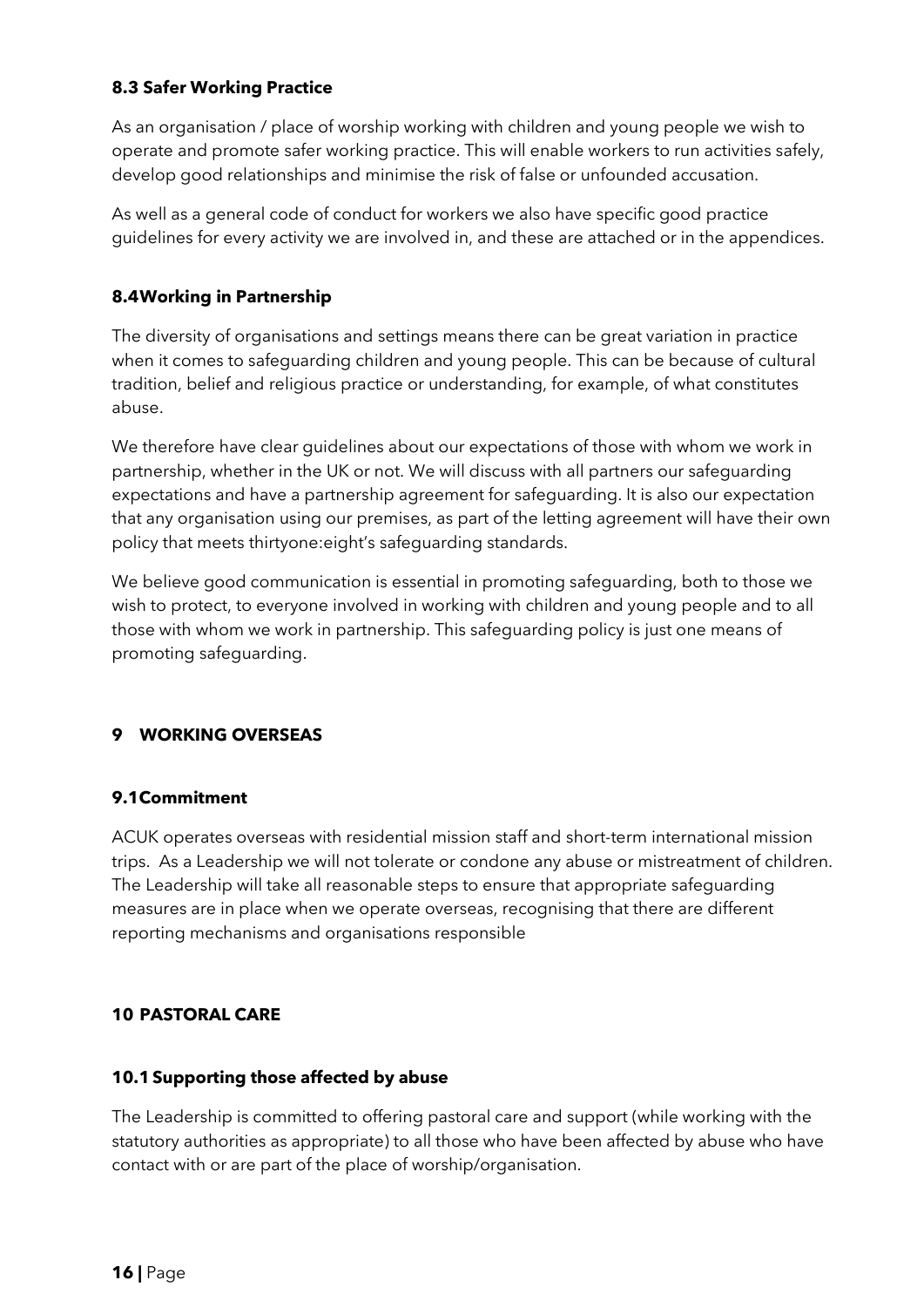### 8.3 Safer Working Practice

As an organisation / place of worship working with children and young people we wish to operate and promote safer working practice. This will enable workers to run activities safely, develop good relationships and minimise the risk of false or unfounded accusation.

As well as a general code of conduct for workers we also have specific good practice guidelines for every activity we are involved in, and these are attached or in the appendices.

### 8.4Working in Partnership

The diversity of organisations and settings means there can be great variation in practice when it comes to safeguarding children and young people. This can be because of cultural tradition, belief and religious practice or understanding, for example, of what constitutes abuse.

We therefore have clear guidelines about our expectations of those with whom we work in partnership, whether in the UK or not. We will discuss with all partners our safeguarding expectations and have a partnership agreement for safeguarding. It is also our expectation that any organisation using our premises, as part of the letting agreement will have their own policy that meets thirtyone:eight's safeguarding standards.

We believe good communication is essential in promoting safeguarding, both to those we wish to protect, to everyone involved in working with children and young people and to all those with whom we work in partnership. This safeguarding policy is just one means of promoting safeguarding.

## 9 WORKING OVERSEAS

### 9.1Commitment

ACUK operates overseas with residential mission staff and short-term international mission trips. As a Leadership we will not tolerate or condone any abuse or mistreatment of children. The Leadership will take all reasonable steps to ensure that appropriate safeguarding measures are in place when we operate overseas, recognising that there are different reporting mechanisms and organisations responsible

## 10 PASTORAL CARE

### 10.1 Supporting those affected by abuse

The Leadership is committed to offering pastoral care and support (while working with the statutory authorities as appropriate) to all those who have been affected by abuse who have contact with or are part of the place of worship/organisation.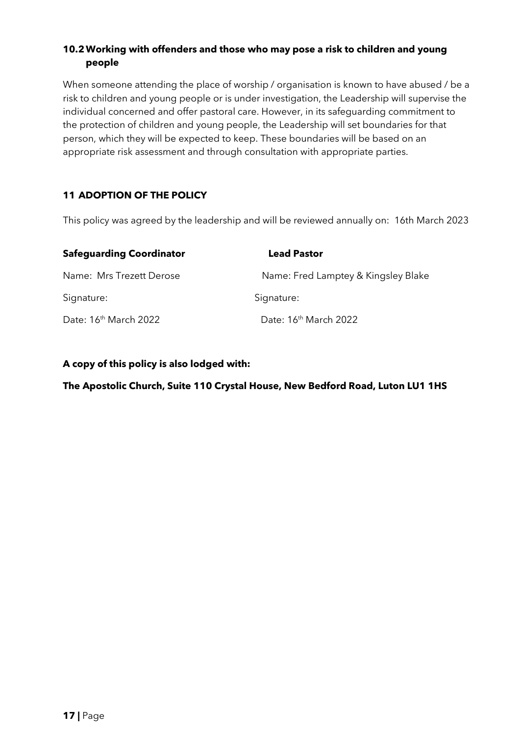### 10.2 Working with offenders and those who may pose a risk to children and young people

When someone attending the place of worship / organisation is known to have abused / be a risk to children and young people or is under investigation, the Leadership will supervise the individual concerned and offer pastoral care. However, in its safeguarding commitment to the protection of children and young people, the Leadership will set boundaries for that person, which they will be expected to keep. These boundaries will be based on an appropriate risk assessment and through consultation with appropriate parties.

## 11 ADOPTION OF THE POLICY

This policy was agreed by the leadership and will be reviewed annually on: 16th March 2023

| **Safeguarding Coordinator** | **Lead Pastor** |
| --- | --- |
| Name: Mrs Trezett Derose | Name: Fred Lamptey & Kingsley Blake |
| Signature: | Signature: |
| Date: 16th March 2022 | Date: 16th March 2022 |

**A copy of this policy is also lodged with:**

**The Apostolic Church, Suite 110 Crystal House, New Bedford Road, Luton LU1 1HS**